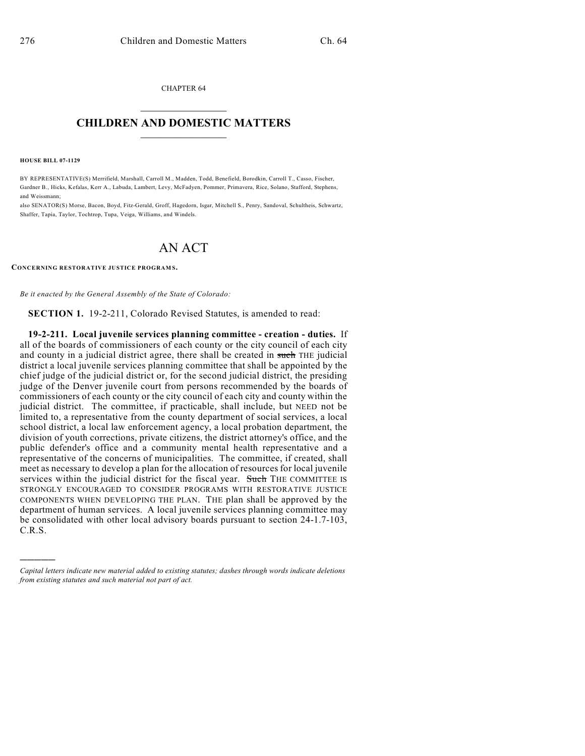CHAPTER 64

# CHILDREN AND DOMESTIC MATTERS

**HOUSE BILL 07-1129**

BY REPRESENTATIVE(S) Merrifield, Marshall, Carroll M., Madden, Todd, Benefield, Borodkin, Carroll T., Casso, Fischer, Gardner B., Hicks, Kefalas, Kerr A., Labuda, Lambert, Levy, McFadyen, Pommer, Primavera, Rice, Solano, Stafford, Stephens, and Weissmann;

also SENATOR(S) Morse, Bacon, Boyd, Fitz-Gerald, Groff, Hagedorn, Isgar, Mitchell S., Penry, Sandoval, Schultheis, Schwartz, Shaffer, Tapia, Taylor, Tochtrop, Tupa, Veiga, Williams, and Windels.

# AN ACT

**CONCERNING RESTORATIVE JUSTICE PROGRAMS.**

*Be it enacted by the General Assembly of the State of Colorado:*

**SECTION 1.** 19-2-211, Colorado Revised Statutes, is amended to read:

**19-2-211. Local juvenile services planning committee - creation - duties.** If all of the boards of commissioners of each county or the city council of each city and county in a judicial district agree, there shall be created in ~~such~~ THE judicial district a local juvenile services planning committee that shall be appointed by the chief judge of the judicial district or, for the second judicial district, the presiding judge of the Denver juvenile court from persons recommended by the boards of commissioners of each county or the city council of each city and county within the judicial district. The committee, if practicable, shall include, but NEED not be limited to, a representative from the county department of social services, a local school district, a local law enforcement agency, a local probation department, the division of youth corrections, private citizens, the district attorney's office, and the public defender's office and a community mental health representative and a representative of the concerns of municipalities. The committee, if created, shall meet as necessary to develop a plan for the allocation of resources for local juvenile services within the judicial district for the fiscal year. ~~Such~~ THE COMMITTEE IS STRONGLY ENCOURAGED TO CONSIDER PROGRAMS WITH RESTORATIVE JUSTICE COMPONENTS WHEN DEVELOPING THE PLAN. THE plan shall be approved by the department of human services. A local juvenile services planning committee may be consolidated with other local advisory boards pursuant to section 24-1.7-103, C.R.S.

---

*Capital letters indicate new material added to existing statutes; dashes through words indicate deletions from existing statutes and such material not part of act.*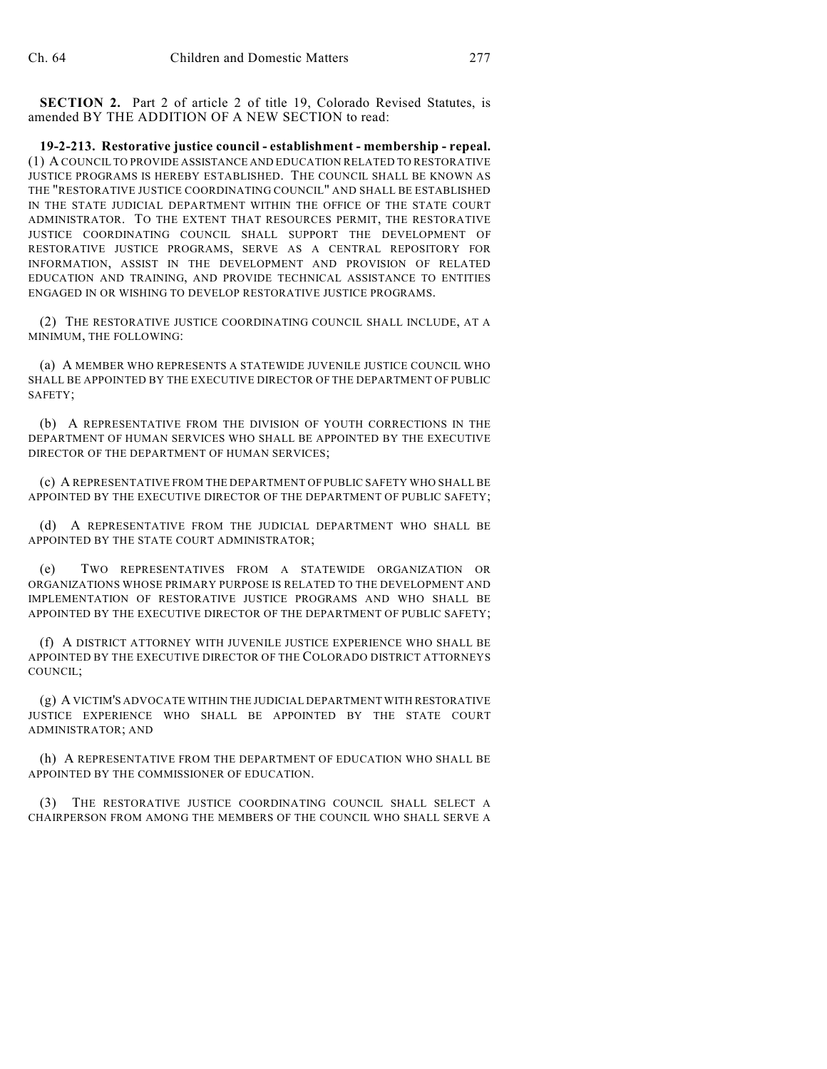**SECTION 2.** Part 2 of article 2 of title 19, Colorado Revised Statutes, is amended BY THE ADDITION OF A NEW SECTION to read:

**19-2-213. Restorative justice council - establishment - membership - repeal.** (1) A COUNCIL TO PROVIDE ASSISTANCE AND EDUCATION RELATED TO RESTORATIVE JUSTICE PROGRAMS IS HEREBY ESTABLISHED. THE COUNCIL SHALL BE KNOWN AS THE "RESTORATIVE JUSTICE COORDINATING COUNCIL" AND SHALL BE ESTABLISHED IN THE STATE JUDICIAL DEPARTMENT WITHIN THE OFFICE OF THE STATE COURT ADMINISTRATOR. TO THE EXTENT THAT RESOURCES PERMIT, THE RESTORATIVE JUSTICE COORDINATING COUNCIL SHALL SUPPORT THE DEVELOPMENT OF RESTORATIVE JUSTICE PROGRAMS, SERVE AS A CENTRAL REPOSITORY FOR INFORMATION, ASSIST IN THE DEVELOPMENT AND PROVISION OF RELATED EDUCATION AND TRAINING, AND PROVIDE TECHNICAL ASSISTANCE TO ENTITIES ENGAGED IN OR WISHING TO DEVELOP RESTORATIVE JUSTICE PROGRAMS.

(2) THE RESTORATIVE JUSTICE COORDINATING COUNCIL SHALL INCLUDE, AT A MINIMUM, THE FOLLOWING:

(a) A MEMBER WHO REPRESENTS A STATEWIDE JUVENILE JUSTICE COUNCIL WHO SHALL BE APPOINTED BY THE EXECUTIVE DIRECTOR OF THE DEPARTMENT OF PUBLIC SAFETY;

(b) A REPRESENTATIVE FROM THE DIVISION OF YOUTH CORRECTIONS IN THE DEPARTMENT OF HUMAN SERVICES WHO SHALL BE APPOINTED BY THE EXECUTIVE DIRECTOR OF THE DEPARTMENT OF HUMAN SERVICES;

(c) A REPRESENTATIVE FROM THE DEPARTMENT OF PUBLIC SAFETY WHO SHALL BE APPOINTED BY THE EXECUTIVE DIRECTOR OF THE DEPARTMENT OF PUBLIC SAFETY;

(d) A REPRESENTATIVE FROM THE JUDICIAL DEPARTMENT WHO SHALL BE APPOINTED BY THE STATE COURT ADMINISTRATOR;

(e) TWO REPRESENTATIVES FROM A STATEWIDE ORGANIZATION OR ORGANIZATIONS WHOSE PRIMARY PURPOSE IS RELATED TO THE DEVELOPMENT AND IMPLEMENTATION OF RESTORATIVE JUSTICE PROGRAMS AND WHO SHALL BE APPOINTED BY THE EXECUTIVE DIRECTOR OF THE DEPARTMENT OF PUBLIC SAFETY;

(f) A DISTRICT ATTORNEY WITH JUVENILE JUSTICE EXPERIENCE WHO SHALL BE APPOINTED BY THE EXECUTIVE DIRECTOR OF THE COLORADO DISTRICT ATTORNEYS COUNCIL;

(g) A VICTIM'S ADVOCATE WITHIN THE JUDICIAL DEPARTMENT WITH RESTORATIVE JUSTICE EXPERIENCE WHO SHALL BE APPOINTED BY THE STATE COURT ADMINISTRATOR; AND

(h) A REPRESENTATIVE FROM THE DEPARTMENT OF EDUCATION WHO SHALL BE APPOINTED BY THE COMMISSIONER OF EDUCATION.

(3) THE RESTORATIVE JUSTICE COORDINATING COUNCIL SHALL SELECT A CHAIRPERSON FROM AMONG THE MEMBERS OF THE COUNCIL WHO SHALL SERVE A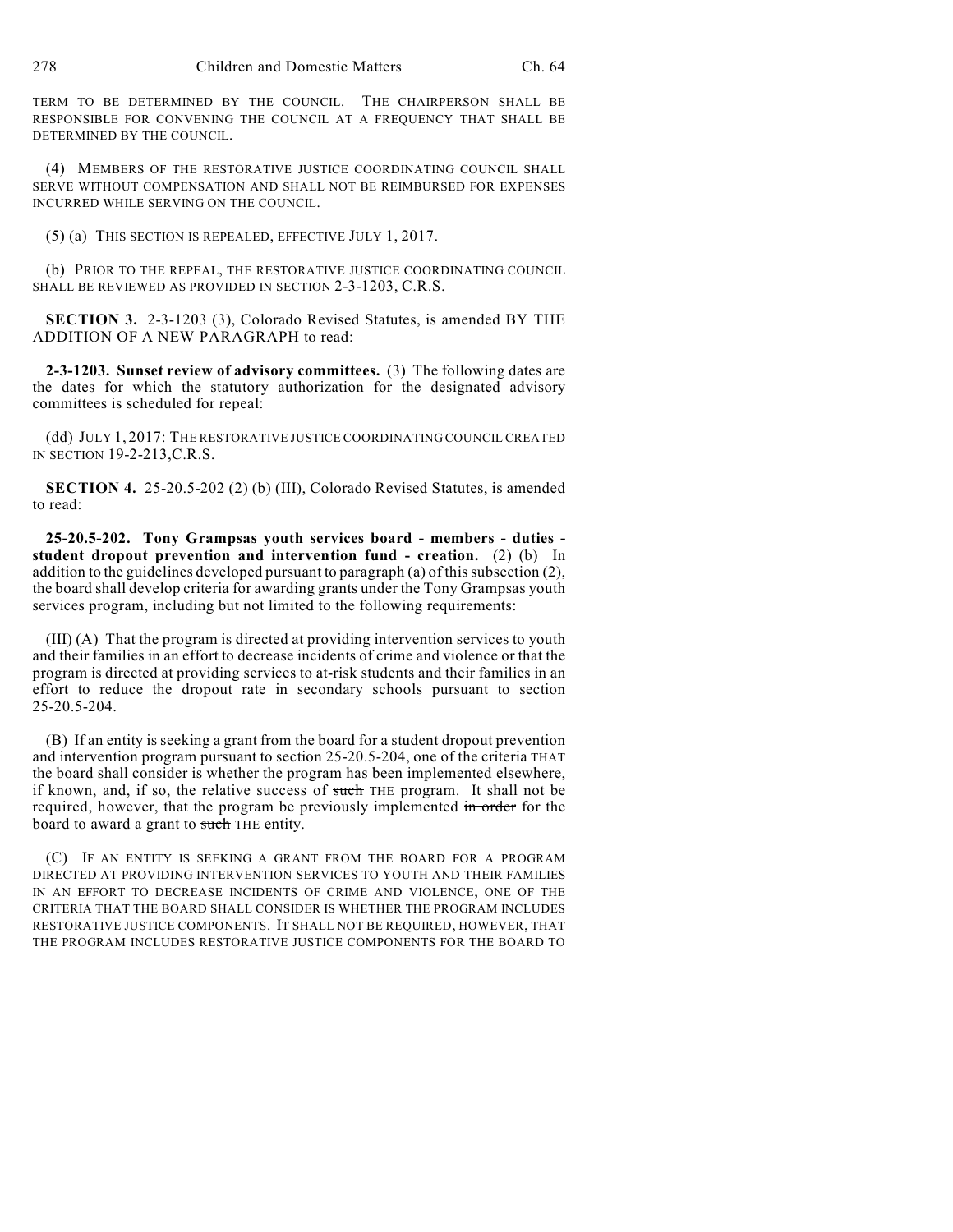TERM TO BE DETERMINED BY THE COUNCIL. THE CHAIRPERSON SHALL BE RESPONSIBLE FOR CONVENING THE COUNCIL AT A FREQUENCY THAT SHALL BE DETERMINED BY THE COUNCIL.

(4) MEMBERS OF THE RESTORATIVE JUSTICE COORDINATING COUNCIL SHALL SERVE WITHOUT COMPENSATION AND SHALL NOT BE REIMBURSED FOR EXPENSES INCURRED WHILE SERVING ON THE COUNCIL.

(5) (a) THIS SECTION IS REPEALED, EFFECTIVE JULY 1, 2017.

(b) PRIOR TO THE REPEAL, THE RESTORATIVE JUSTICE COORDINATING COUNCIL SHALL BE REVIEWED AS PROVIDED IN SECTION 2-3-1203, C.R.S.

**SECTION 3.** 2-3-1203 (3), Colorado Revised Statutes, is amended BY THE ADDITION OF A NEW PARAGRAPH to read:

**2-3-1203. Sunset review of advisory committees.** (3) The following dates are the dates for which the statutory authorization for the designated advisory committees is scheduled for repeal:

(dd) JULY 1, 2017: THE RESTORATIVE JUSTICE COORDINATING COUNCIL CREATED IN SECTION 19-2-213, C.R.S.

**SECTION 4.** 25-20.5-202 (2) (b) (III), Colorado Revised Statutes, is amended to read:

**25-20.5-202. Tony Grampsas youth services board - members - duties - student dropout prevention and intervention fund - creation.** (2) (b) In addition to the guidelines developed pursuant to paragraph (a) of this subsection (2), the board shall develop criteria for awarding grants under the Tony Grampsas youth services program, including but not limited to the following requirements:

(III) (A) That the program is directed at providing intervention services to youth and their families in an effort to decrease incidents of crime and violence or that the program is directed at providing services to at-risk students and their families in an effort to reduce the dropout rate in secondary schools pursuant to section 25-20.5-204.

(B) If an entity is seeking a grant from the board for a student dropout prevention and intervention program pursuant to section 25-20.5-204, one of the criteria THAT the board shall consider is whether the program has been implemented elsewhere, if known, and, if so, the relative success of ~~such~~ THE program. It shall not be required, however, that the program be previously implemented ~~in order~~ for the board to award a grant to ~~such~~ THE entity.

(C) IF AN ENTITY IS SEEKING A GRANT FROM THE BOARD FOR A PROGRAM DIRECTED AT PROVIDING INTERVENTION SERVICES TO YOUTH AND THEIR FAMILIES IN AN EFFORT TO DECREASE INCIDENTS OF CRIME AND VIOLENCE, ONE OF THE CRITERIA THAT THE BOARD SHALL CONSIDER IS WHETHER THE PROGRAM INCLUDES RESTORATIVE JUSTICE COMPONENTS. IT SHALL NOT BE REQUIRED, HOWEVER, THAT THE PROGRAM INCLUDES RESTORATIVE JUSTICE COMPONENTS FOR THE BOARD TO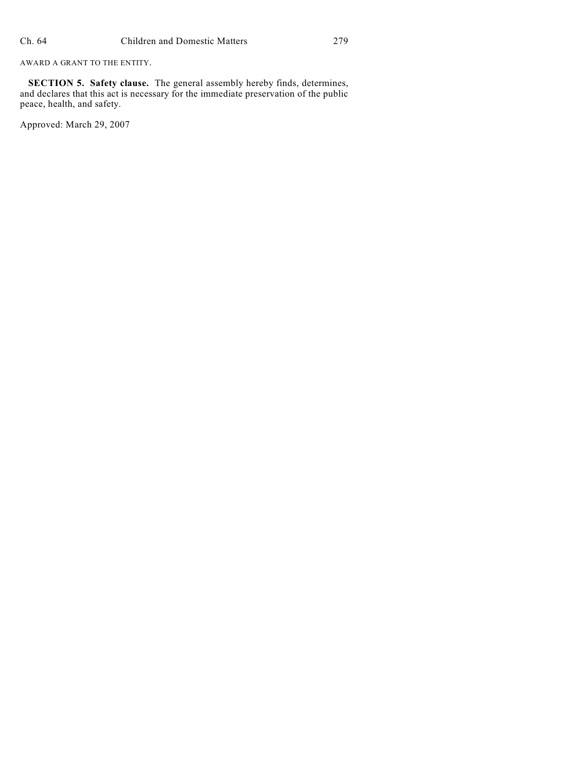AWARD A GRANT TO THE ENTITY.

**SECTION 5. Safety clause.** The general assembly hereby finds, determines, and declares that this act is necessary for the immediate preservation of the public peace, health, and safety.

Approved: March 29, 2007